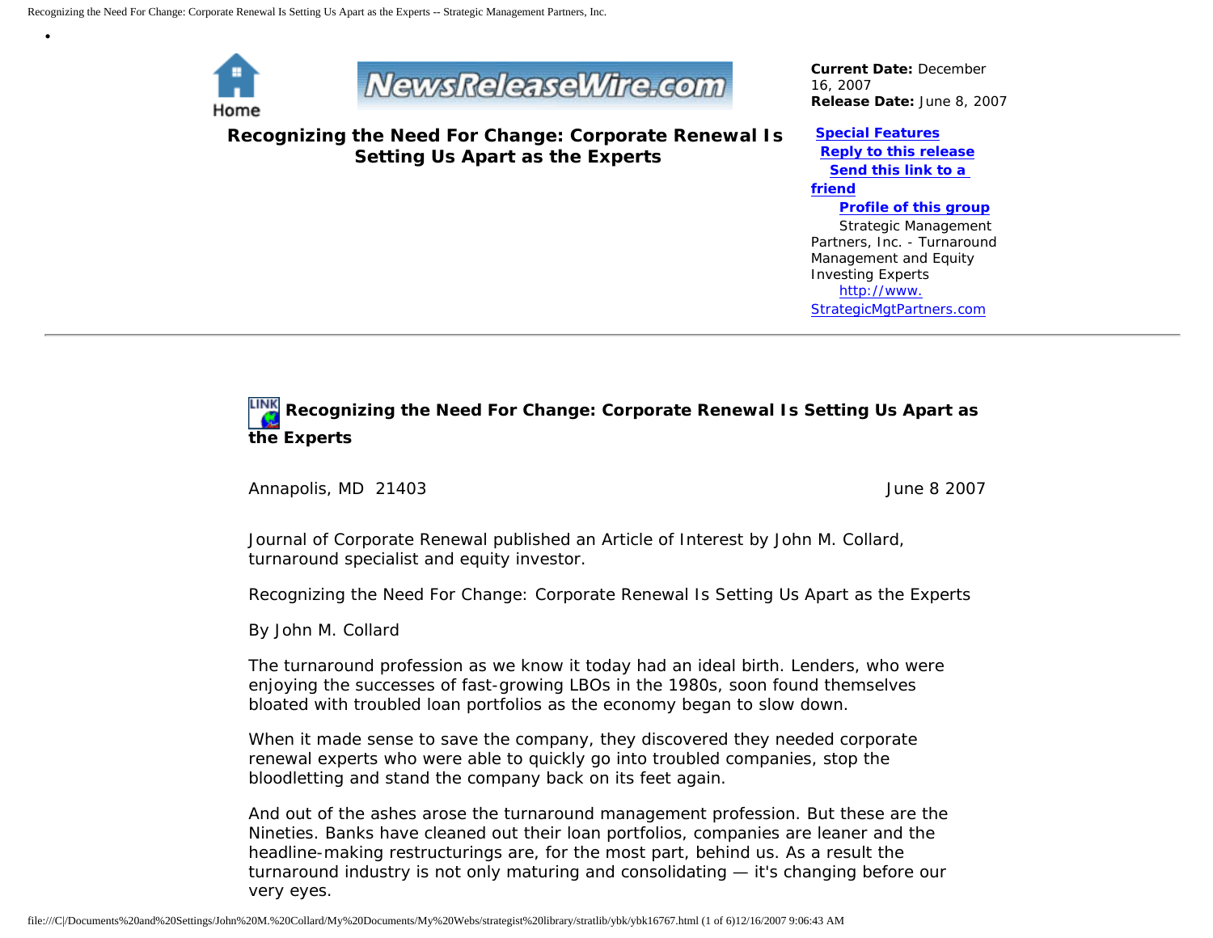Home

**Current Date:** December 16, 2007
**Release Date:** June 8, 2007

# Recognizing the Need For Change: Corporate Renewal Is Setting Us Apart as the Experts

**Special Features**
**Reply to this release**
**Send this link to a friend**
**Profile of this group**

Strategic Management Partners, Inc. - Turnaround Management and Equity Investing Experts
http://www.StrategicMgtPartners.com

---

## Recognizing the Need For Change: Corporate Renewal Is Setting Us Apart as the Experts

Annapolis, MD 21403 June 8 2007

Journal of Corporate Renewal published an Article of Interest by John M. Collard, turnaround specialist and equity investor.

Recognizing the Need For Change: Corporate Renewal Is Setting Us Apart as the Experts

By John M. Collard

The turnaround profession as we know it today had an ideal birth. Lenders, who were enjoying the successes of fast-growing LBOs in the 1980s, soon found themselves bloated with troubled loan portfolios as the economy began to slow down.

When it made sense to save the company, they discovered they needed corporate renewal experts who were able to quickly go into troubled companies, stop the bloodletting and stand the company back on its feet again.

And out of the ashes arose the turnaround management profession. But these are the Nineties. Banks have cleaned out their loan portfolios, companies are leaner and the headline-making restructurings are, for the most part, behind us. As a result the turnaround industry is not only maturing and consolidating — it's changing before our very eyes.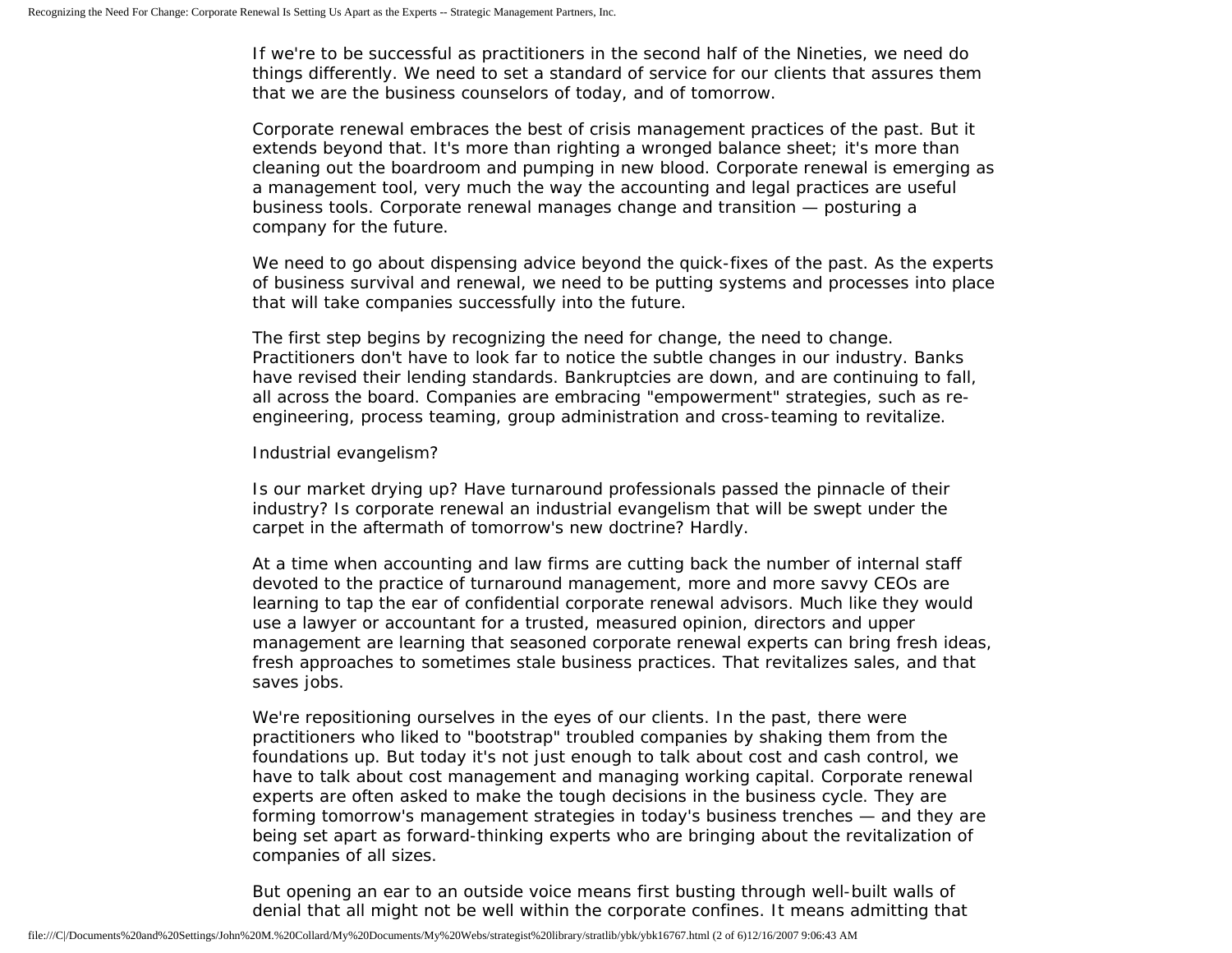If we're to be successful as practitioners in the second half of the Nineties, we need do things differently. We need to set a standard of service for our clients that assures them that we are the business counselors of today, and of tomorrow.

Corporate renewal embraces the best of crisis management practices of the past. But it extends beyond that. It's more than righting a wronged balance sheet; it's more than cleaning out the boardroom and pumping in new blood. Corporate renewal is emerging as a management tool, very much the way the accounting and legal practices are useful business tools. Corporate renewal manages change and transition — posturing a company for the future.

We need to go about dispensing advice beyond the quick-fixes of the past. As the experts of business survival and renewal, we need to be putting systems and processes into place that will take companies successfully into the future.

The first step begins by recognizing the need for change, the need to change. Practitioners don't have to look far to notice the subtle changes in our industry. Banks have revised their lending standards. Bankruptcies are down, and are continuing to fall, all across the board. Companies are embracing "empowerment" strategies, such as re-engineering, process teaming, group administration and cross-teaming to revitalize.

Industrial evangelism?

Is our market drying up? Have turnaround professionals passed the pinnacle of their industry? Is corporate renewal an industrial evangelism that will be swept under the carpet in the aftermath of tomorrow's new doctrine? Hardly.

At a time when accounting and law firms are cutting back the number of internal staff devoted to the practice of turnaround management, more and more savvy CEOs are learning to tap the ear of confidential corporate renewal advisors. Much like they would use a lawyer or accountant for a trusted, measured opinion, directors and upper management are learning that seasoned corporate renewal experts can bring fresh ideas, fresh approaches to sometimes stale business practices. That revitalizes sales, and that saves jobs.

We're repositioning ourselves in the eyes of our clients. In the past, there were practitioners who liked to "bootstrap" troubled companies by shaking them from the foundations up. But today it's not just enough to talk about cost and cash control, we have to talk about cost management and managing working capital. Corporate renewal experts are often asked to make the tough decisions in the business cycle. They are forming tomorrow's management strategies in today's business trenches — and they are being set apart as forward-thinking experts who are bringing about the revitalization of companies of all sizes.

But opening an ear to an outside voice means first busting through well-built walls of denial that all might not be well within the corporate confines. It means admitting that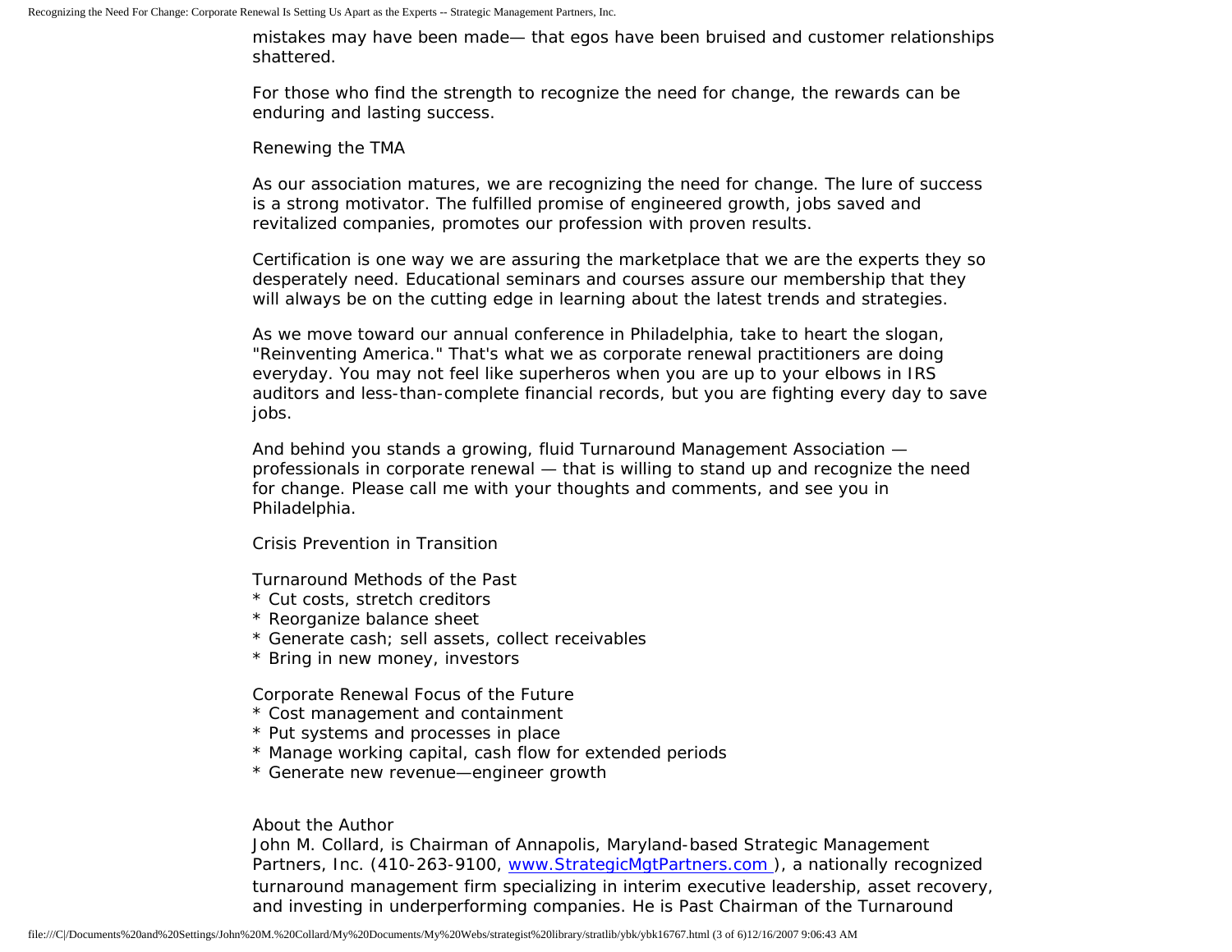mistakes may have been made— that egos have been bruised and customer relationships shattered.

For those who find the strength to recognize the need for change, the rewards can be enduring and lasting success.

## Renewing the TMA

As our association matures, we are recognizing the need for change. The lure of success is a strong motivator. The fulfilled promise of engineered growth, jobs saved and revitalized companies, promotes our profession with proven results.

Certification is one way we are assuring the marketplace that we are the experts they so desperately need. Educational seminars and courses assure our membership that they will always be on the cutting edge in learning about the latest trends and strategies.

As we move toward our annual conference in Philadelphia, take to heart the slogan, "Reinventing America." That's what we as corporate renewal practitioners are doing everyday. You may not feel like superheros when you are up to your elbows in IRS auditors and less-than-complete financial records, but you are fighting every day to save jobs.

And behind you stands a growing, fluid Turnaround Management Association — professionals in corporate renewal — that is willing to stand up and recognize the need for change. Please call me with your thoughts and comments, and see you in Philadelphia.

## Crisis Prevention in Transition

Turnaround Methods of the Past
* Cut costs, stretch creditors
* Reorganize balance sheet
* Generate cash; sell assets, collect receivables
* Bring in new money, investors

Corporate Renewal Focus of the Future
* Cost management and containment
* Put systems and processes in place
* Manage working capital, cash flow for extended periods
* Generate new revenue—engineer growth

## About the Author

John M. Collard, is Chairman of Annapolis, Maryland-based Strategic Management Partners, Inc. (410-263-9100, [www.StrategicMgtPartners.com](http://www.StrategicMgtPartners.com)), a nationally recognized turnaround management firm specializing in interim executive leadership, asset recovery, and investing in underperforming companies. He is Past Chairman of the Turnaround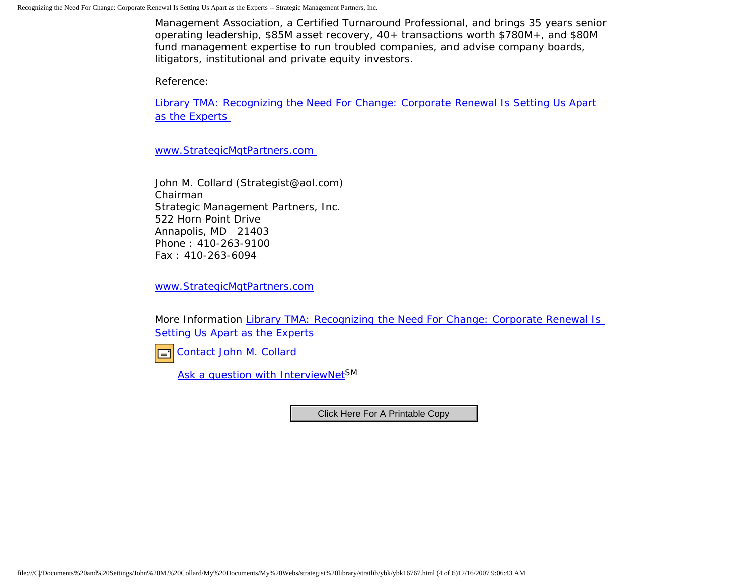Management Association, a Certified Turnaround Professional, and brings 35 years senior operating leadership, $85M asset recovery, 40+ transactions worth $780M+, and $80M fund management expertise to run troubled companies, and advise company boards, litigators, institutional and private equity investors.

Reference:

Library TMA: Recognizing the Need For Change: Corporate Renewal Is Setting Us Apart as the Experts

www.StrategicMgtPartners.com

John M. Collard (Strategist@aol.com)
Chairman
Strategic Management Partners, Inc.
522 Horn Point Drive
Annapolis, MD 21403
Phone : 410-263-9100
Fax : 410-263-6094

www.StrategicMgtPartners.com

More Information Library TMA: Recognizing the Need For Change: Corporate Renewal Is Setting Us Apart as the Experts

Contact John M. Collard

Ask a question with InterviewNet[SM]

Click Here For A Printable Copy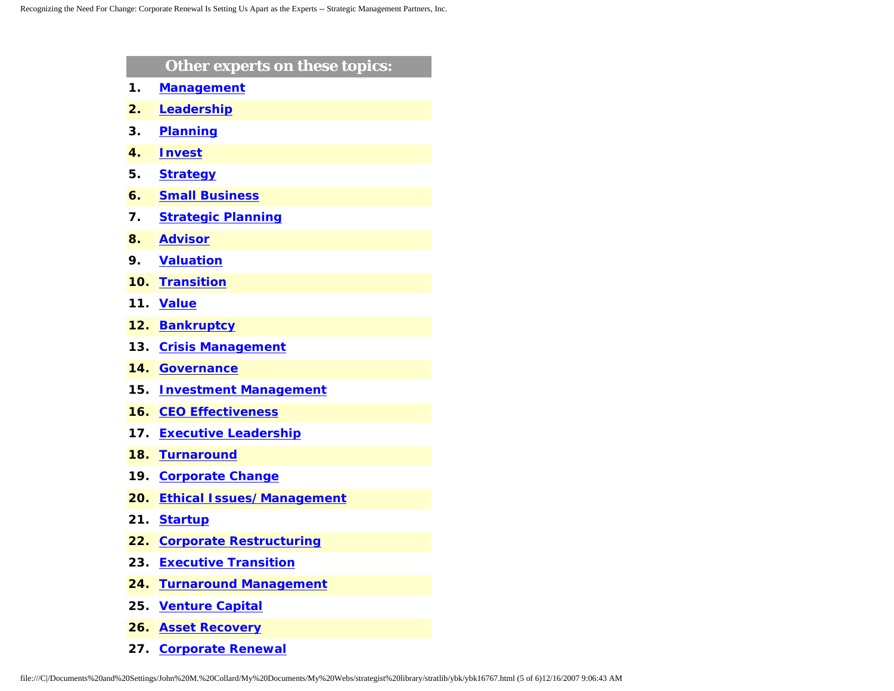## Other experts on these topics:

1. **Management**
2. **Leadership**
3. **Planning**
4. **Invest**
5. **Strategy**
6. **Small Business**
7. **Strategic Planning**
8. **Advisor**
9. **Valuation**
10. **Transition**
11. **Value**
12. **Bankruptcy**
13. **Crisis Management**
14. **Governance**
15. **Investment Management**
16. **CEO Effectiveness**
17. **Executive Leadership**
18. **Turnaround**
19. **Corporate Change**
20. **Ethical Issues/Management**
21. **Startup**
22. **Corporate Restructuring**
23. **Executive Transition**
24. **Turnaround Management**
25. **Venture Capital**
26. **Asset Recovery**
27. **Corporate Renewal**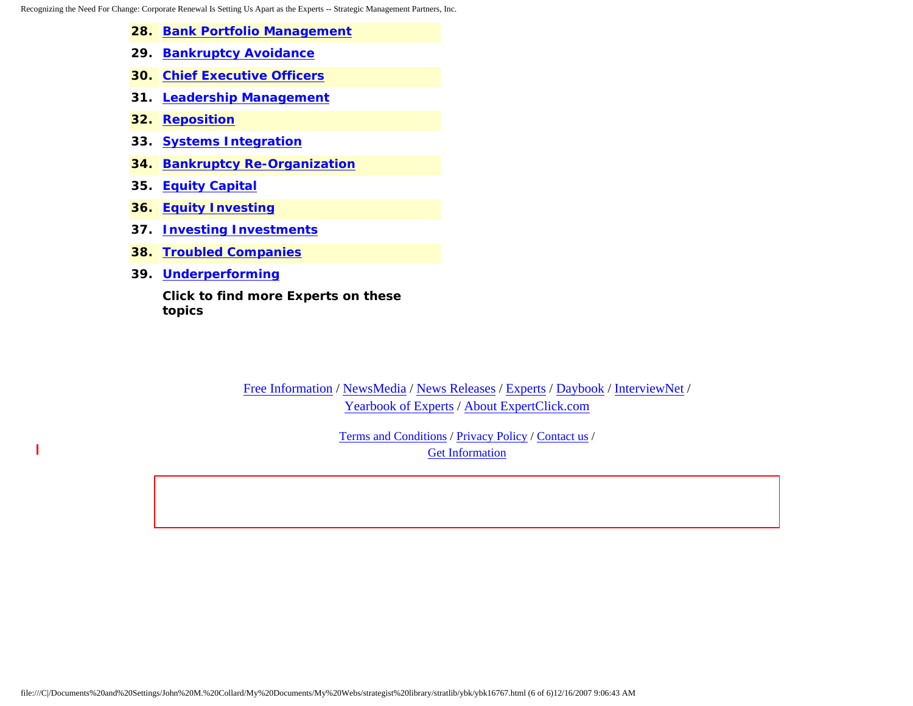28. **Bank Portfolio Management**
29. **Bankruptcy Avoidance**
30. **Chief Executive Officers**
31. **Leadership Management**
32. **Reposition**
33. **Systems Integration**
34. **Bankruptcy Re-Organization**
35. **Equity Capital**
36. **Equity Investing**
37. **Investing Investments**
38. **Troubled Companies**
39. **Underperforming**

**Click to find more Experts on these topics**

Free Information / NewsMedia / News Releases / Experts / Daybook / InterviewNet / Yearbook of Experts / About ExpertClick.com

Terms and Conditions / Privacy Policy / Contact us / Get Information